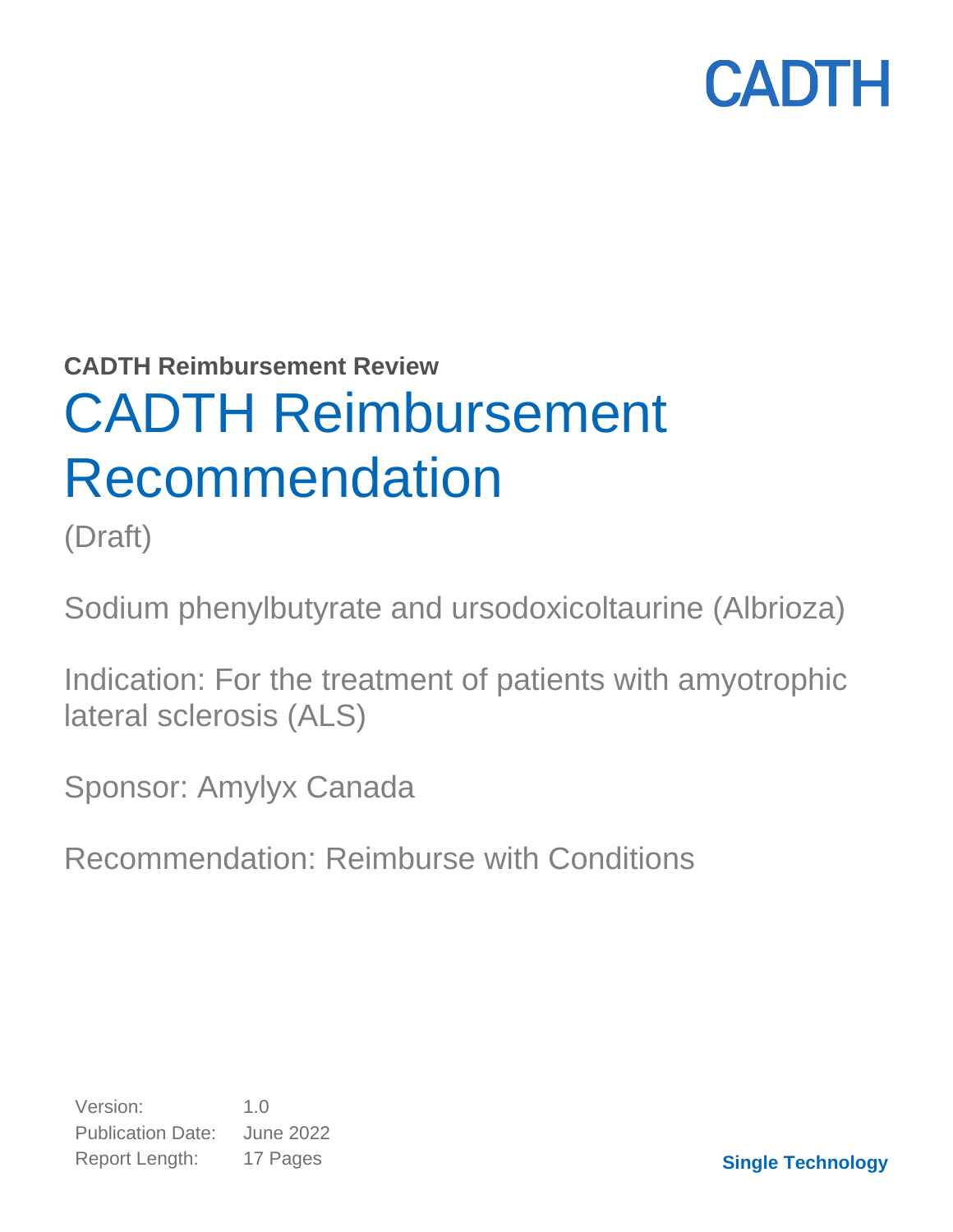CADTH

**CADTH Reimbursement Review**

# CADTH Reimbursement Recommendation

(Draft)

Sodium phenylbutyrate and ursodoxicoltaurine (Albrioza)

Indication: For the treatment of patients with amyotrophic lateral sclerosis (ALS)

Sponsor: Amylyx Canada

Recommendation: Reimburse with Conditions

| | |
|---|---|
| Version: | 1.0 |
| Publication Date: | June 2022 |
| Report Length: | 17 Pages |

**Single Technology**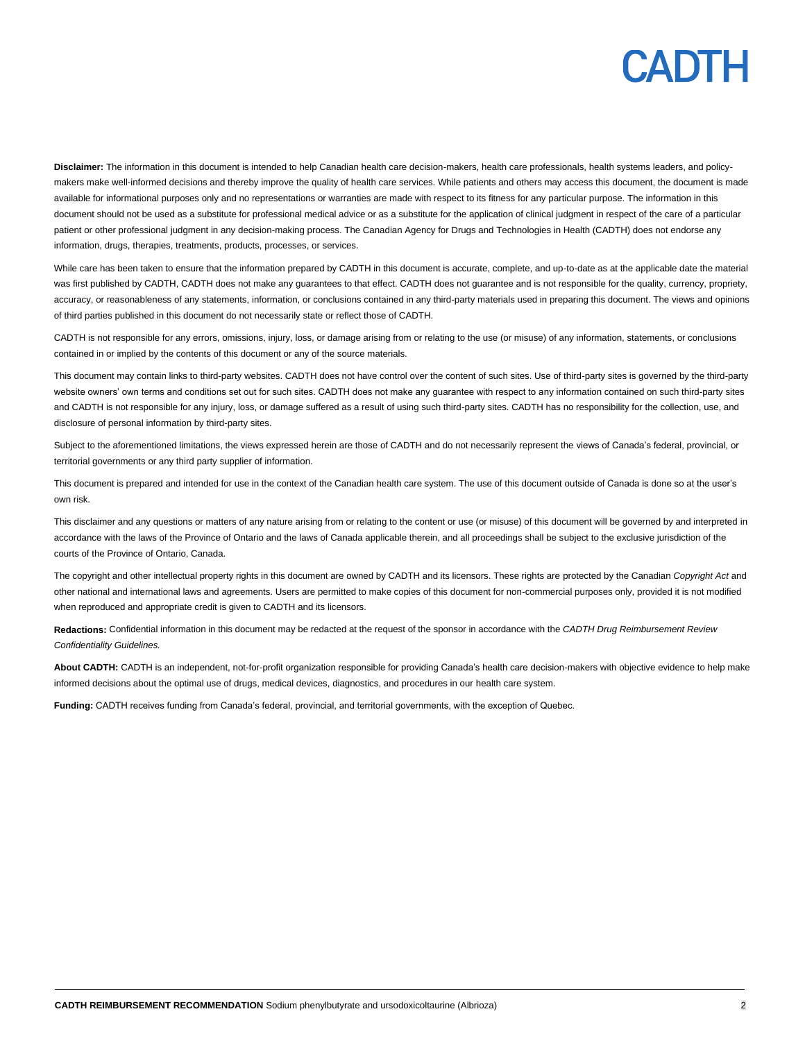**Disclaimer:** The information in this document is intended to help Canadian health care decision-makers, health care professionals, health systems leaders, and policy-makers make well-informed decisions and thereby improve the quality of health care services. While patients and others may access this document, the document is made available for informational purposes only and no representations or warranties are made with respect to its fitness for any particular purpose. The information in this document should not be used as a substitute for professional medical advice or as a substitute for the application of clinical judgment in respect of the care of a particular patient or other professional judgment in any decision-making process. The Canadian Agency for Drugs and Technologies in Health (CADTH) does not endorse any information, drugs, therapies, treatments, products, processes, or services.

While care has been taken to ensure that the information prepared by CADTH in this document is accurate, complete, and up-to-date as at the applicable date the material was first published by CADTH, CADTH does not make any guarantees to that effect. CADTH does not guarantee and is not responsible for the quality, currency, propriety, accuracy, or reasonableness of any statements, information, or conclusions contained in any third-party materials used in preparing this document. The views and opinions of third parties published in this document do not necessarily state or reflect those of CADTH.

CADTH is not responsible for any errors, omissions, injury, loss, or damage arising from or relating to the use (or misuse) of any information, statements, or conclusions contained in or implied by the contents of this document or any of the source materials.

This document may contain links to third-party websites. CADTH does not have control over the content of such sites. Use of third-party sites is governed by the third-party website owners' own terms and conditions set out for such sites. CADTH does not make any guarantee with respect to any information contained on such third-party sites and CADTH is not responsible for any injury, loss, or damage suffered as a result of using such third-party sites. CADTH has no responsibility for the collection, use, and disclosure of personal information by third-party sites.

Subject to the aforementioned limitations, the views expressed herein are those of CADTH and do not necessarily represent the views of Canada's federal, provincial, or territorial governments or any third party supplier of information.

This document is prepared and intended for use in the context of the Canadian health care system. The use of this document outside of Canada is done so at the user's own risk.

This disclaimer and any questions or matters of any nature arising from or relating to the content or use (or misuse) of this document will be governed by and interpreted in accordance with the laws of the Province of Ontario and the laws of Canada applicable therein, and all proceedings shall be subject to the exclusive jurisdiction of the courts of the Province of Ontario, Canada.

The copyright and other intellectual property rights in this document are owned by CADTH and its licensors. These rights are protected by the Canadian *Copyright Act* and other national and international laws and agreements. Users are permitted to make copies of this document for non-commercial purposes only, provided it is not modified when reproduced and appropriate credit is given to CADTH and its licensors.

**Redactions:** Confidential information in this document may be redacted at the request of the sponsor in accordance with the *CADTH Drug Reimbursement Review Confidentiality Guidelines.*

**About CADTH:** CADTH is an independent, not-for-profit organization responsible for providing Canada's health care decision-makers with objective evidence to help make informed decisions about the optimal use of drugs, medical devices, diagnostics, and procedures in our health care system.

**Funding:** CADTH receives funding from Canada's federal, provincial, and territorial governments, with the exception of Quebec.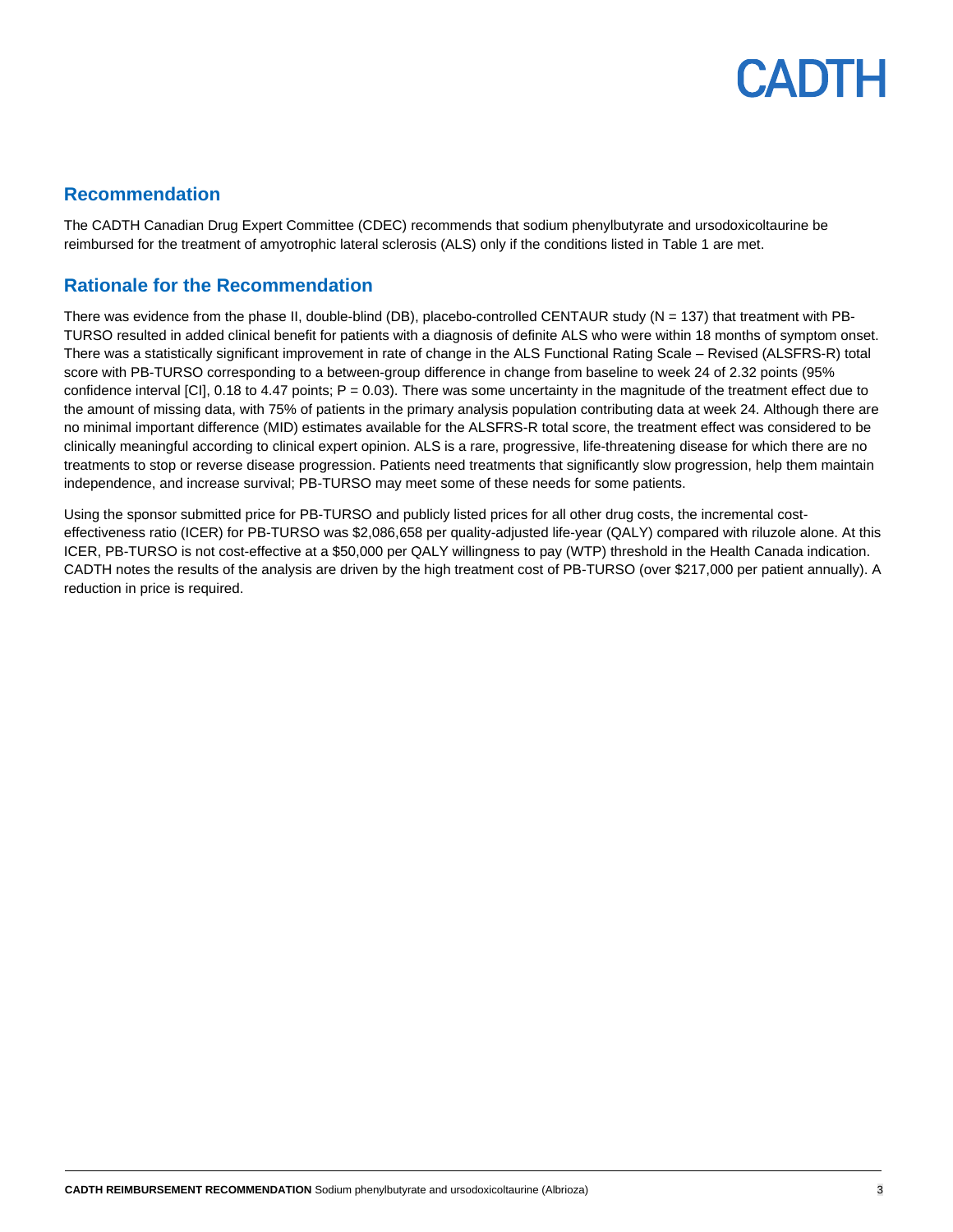## Recommendation

The CADTH Canadian Drug Expert Committee (CDEC) recommends that sodium phenylbutyrate and ursodoxicoltaurine be reimbursed for the treatment of amyotrophic lateral sclerosis (ALS) only if the conditions listed in Table 1 are met.

## Rationale for the Recommendation

There was evidence from the phase II, double-blind (DB), placebo-controlled CENTAUR study (N = 137) that treatment with PB-TURSO resulted in added clinical benefit for patients with a diagnosis of definite ALS who were within 18 months of symptom onset. There was a statistically significant improvement in rate of change in the ALS Functional Rating Scale – Revised (ALSFRS-R) total score with PB-TURSO corresponding to a between-group difference in change from baseline to week 24 of 2.32 points (95% confidence interval [CI], 0.18 to 4.47 points; P = 0.03). There was some uncertainty in the magnitude of the treatment effect due to the amount of missing data, with 75% of patients in the primary analysis population contributing data at week 24. Although there are no minimal important difference (MID) estimates available for the ALSFRS-R total score, the treatment effect was considered to be clinically meaningful according to clinical expert opinion. ALS is a rare, progressive, life-threatening disease for which there are no treatments to stop or reverse disease progression. Patients need treatments that significantly slow progression, help them maintain independence, and increase survival; PB-TURSO may meet some of these needs for some patients.

Using the sponsor submitted price for PB-TURSO and publicly listed prices for all other drug costs, the incremental cost-effectiveness ratio (ICER) for PB-TURSO was $2,086,658 per quality-adjusted life-year (QALY) compared with riluzole alone. At this ICER, PB-TURSO is not cost-effective at a $50,000 per QALY willingness to pay (WTP) threshold in the Health Canada indication. CADTH notes the results of the analysis are driven by the high treatment cost of PB-TURSO (over $217,000 per patient annually). A reduction in price is required.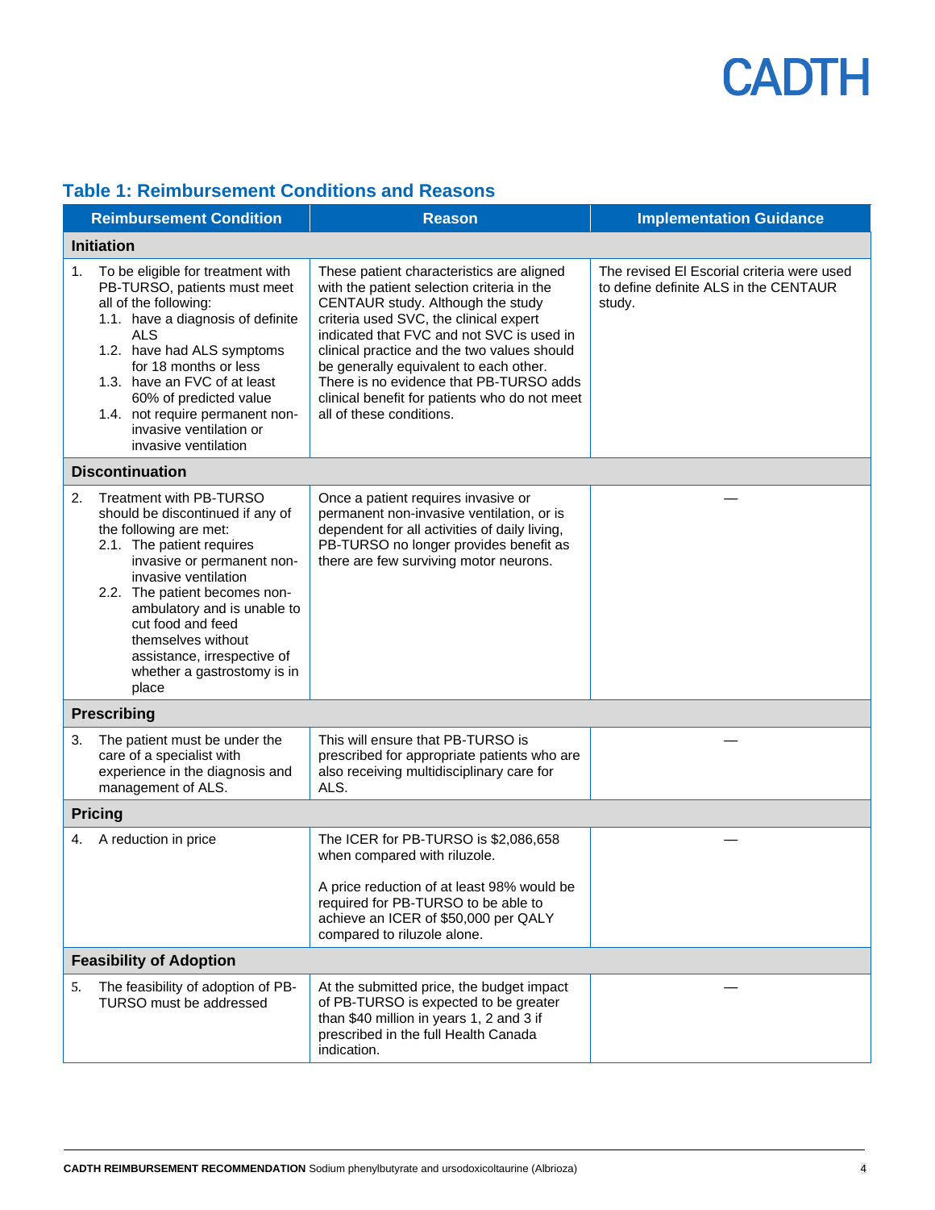## Table 1: Reimbursement Conditions and Reasons

| Reimbursement Condition | Reason | Implementation Guidance |
|---|---|---|
| **Initiation** | | |
| 1. To be eligible for treatment with PB-TURSO, patients must meet all of the following:<br>1.1. have a diagnosis of definite ALS<br>1.2. have had ALS symptoms for 18 months or less<br>1.3. have an FVC of at least 60% of predicted value<br>1.4. not require permanent non-invasive ventilation or invasive ventilation | These patient characteristics are aligned with the patient selection criteria in the CENTAUR study. Although the study criteria used SVC, the clinical expert indicated that FVC and not SVC is used in clinical practice and the two values should be generally equivalent to each other. There is no evidence that PB-TURSO adds clinical benefit for patients who do not meet all of these conditions. | The revised El Escorial criteria were used to define definite ALS in the CENTAUR study. |
| **Discontinuation** | | |
| 2. Treatment with PB-TURSO should be discontinued if any of the following are met:<br>2.1. The patient requires invasive or permanent non-invasive ventilation<br>2.2. The patient becomes non-ambulatory and is unable to cut food and feed themselves without assistance, irrespective of whether a gastrostomy is in place | Once a patient requires invasive or permanent non-invasive ventilation, or is dependent for all activities of daily living, PB-TURSO no longer provides benefit as there are few surviving motor neurons. | — |
| **Prescribing** | | |
| 3. The patient must be under the care of a specialist with experience in the diagnosis and management of ALS. | This will ensure that PB-TURSO is prescribed for appropriate patients who are also receiving multidisciplinary care for ALS. | — |
| **Pricing** | | |
| 4. A reduction in price | The ICER for PB-TURSO is $2,086,658 when compared with riluzole.<br><br>A price reduction of at least 98% would be required for PB-TURSO to be able to achieve an ICER of $50,000 per QALY compared to riluzole alone. | — |
| **Feasibility of Adoption** | | |
| 5. The feasibility of adoption of PB-TURSO must be addressed | At the submitted price, the budget impact of PB-TURSO is expected to be greater than $40 million in years 1, 2 and 3 if prescribed in the full Health Canada indication. | — |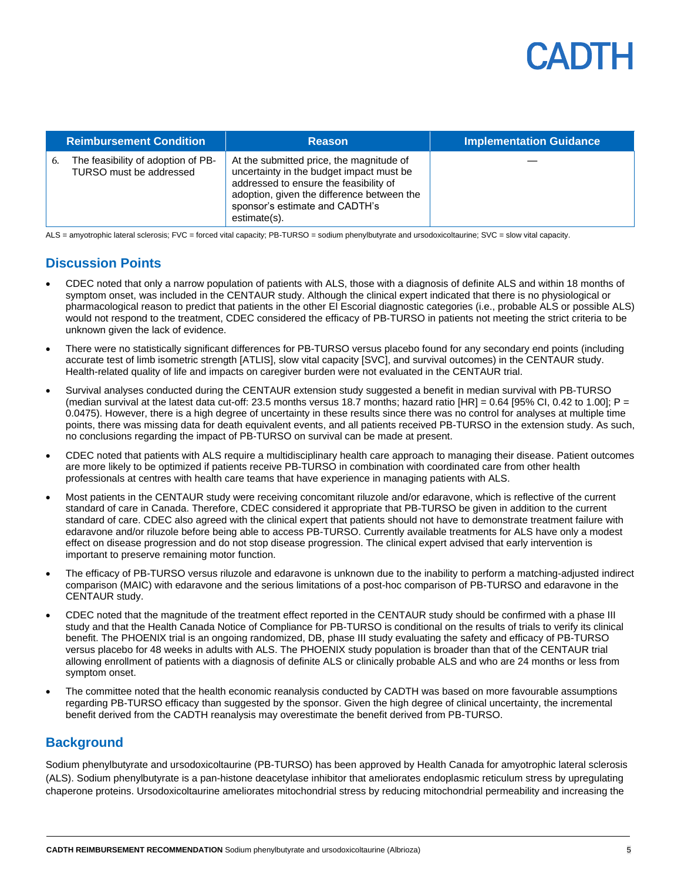| | Reimbursement Condition | Reason | Implementation Guidance |
|---|---|---|---|
| 6. | The feasibility of adoption of PB-TURSO must be addressed | At the submitted price, the magnitude of uncertainty in the budget impact must be addressed to ensure the feasibility of adoption, given the difference between the sponsor's estimate and CADTH's estimate(s). | — |

ALS = amyotrophic lateral sclerosis; FVC = forced vital capacity; PB-TURSO = sodium phenylbutyrate and ursodoxicoltaurine; SVC = slow vital capacity.

## Discussion Points

- CDEC noted that only a narrow population of patients with ALS, those with a diagnosis of definite ALS and within 18 months of symptom onset, was included in the CENTAUR study. Although the clinical expert indicated that there is no physiological or pharmacological reason to predict that patients in the other El Escorial diagnostic categories (i.e., probable ALS or possible ALS) would not respond to the treatment, CDEC considered the efficacy of PB-TURSO in patients not meeting the strict criteria to be unknown given the lack of evidence.
- There were no statistically significant differences for PB-TURSO versus placebo found for any secondary end points (including accurate test of limb isometric strength [ATLIS], slow vital capacity [SVC], and survival outcomes) in the CENTAUR study. Health-related quality of life and impacts on caregiver burden were not evaluated in the CENTAUR trial.
- Survival analyses conducted during the CENTAUR extension study suggested a benefit in median survival with PB-TURSO (median survival at the latest data cut-off: 23.5 months versus 18.7 months; hazard ratio [HR] = 0.64 [95% CI, 0.42 to 1.00]; P = 0.0475). However, there is a high degree of uncertainty in these results since there was no control for analyses at multiple time points, there was missing data for death equivalent events, and all patients received PB-TURSO in the extension study. As such, no conclusions regarding the impact of PB-TURSO on survival can be made at present.
- CDEC noted that patients with ALS require a multidisciplinary health care approach to managing their disease. Patient outcomes are more likely to be optimized if patients receive PB-TURSO in combination with coordinated care from other health professionals at centres with health care teams that have experience in managing patients with ALS.
- Most patients in the CENTAUR study were receiving concomitant riluzole and/or edaravone, which is reflective of the current standard of care in Canada. Therefore, CDEC considered it appropriate that PB-TURSO be given in addition to the current standard of care. CDEC also agreed with the clinical expert that patients should not have to demonstrate treatment failure with edaravone and/or riluzole before being able to access PB-TURSO. Currently available treatments for ALS have only a modest effect on disease progression and do not stop disease progression. The clinical expert advised that early intervention is important to preserve remaining motor function.
- The efficacy of PB-TURSO versus riluzole and edaravone is unknown due to the inability to perform a matching-adjusted indirect comparison (MAIC) with edaravone and the serious limitations of a post-hoc comparison of PB-TURSO and edaravone in the CENTAUR study.
- CDEC noted that the magnitude of the treatment effect reported in the CENTAUR study should be confirmed with a phase III study and that the Health Canada Notice of Compliance for PB-TURSO is conditional on the results of trials to verify its clinical benefit. The PHOENIX trial is an ongoing randomized, DB, phase III study evaluating the safety and efficacy of PB-TURSO versus placebo for 48 weeks in adults with ALS. The PHOENIX study population is broader than that of the CENTAUR trial allowing enrollment of patients with a diagnosis of definite ALS or clinically probable ALS and who are 24 months or less from symptom onset.
- The committee noted that the health economic reanalysis conducted by CADTH was based on more favourable assumptions regarding PB-TURSO efficacy than suggested by the sponsor. Given the high degree of clinical uncertainty, the incremental benefit derived from the CADTH reanalysis may overestimate the benefit derived from PB-TURSO.

## Background

Sodium phenylbutyrate and ursodoxicoltaurine (PB-TURSO) has been approved by Health Canada for amyotrophic lateral sclerosis (ALS). Sodium phenylbutyrate is a pan-histone deacetylase inhibitor that ameliorates endoplasmic reticulum stress by upregulating chaperone proteins. Ursodoxicoltaurine ameliorates mitochondrial stress by reducing mitochondrial permeability and increasing the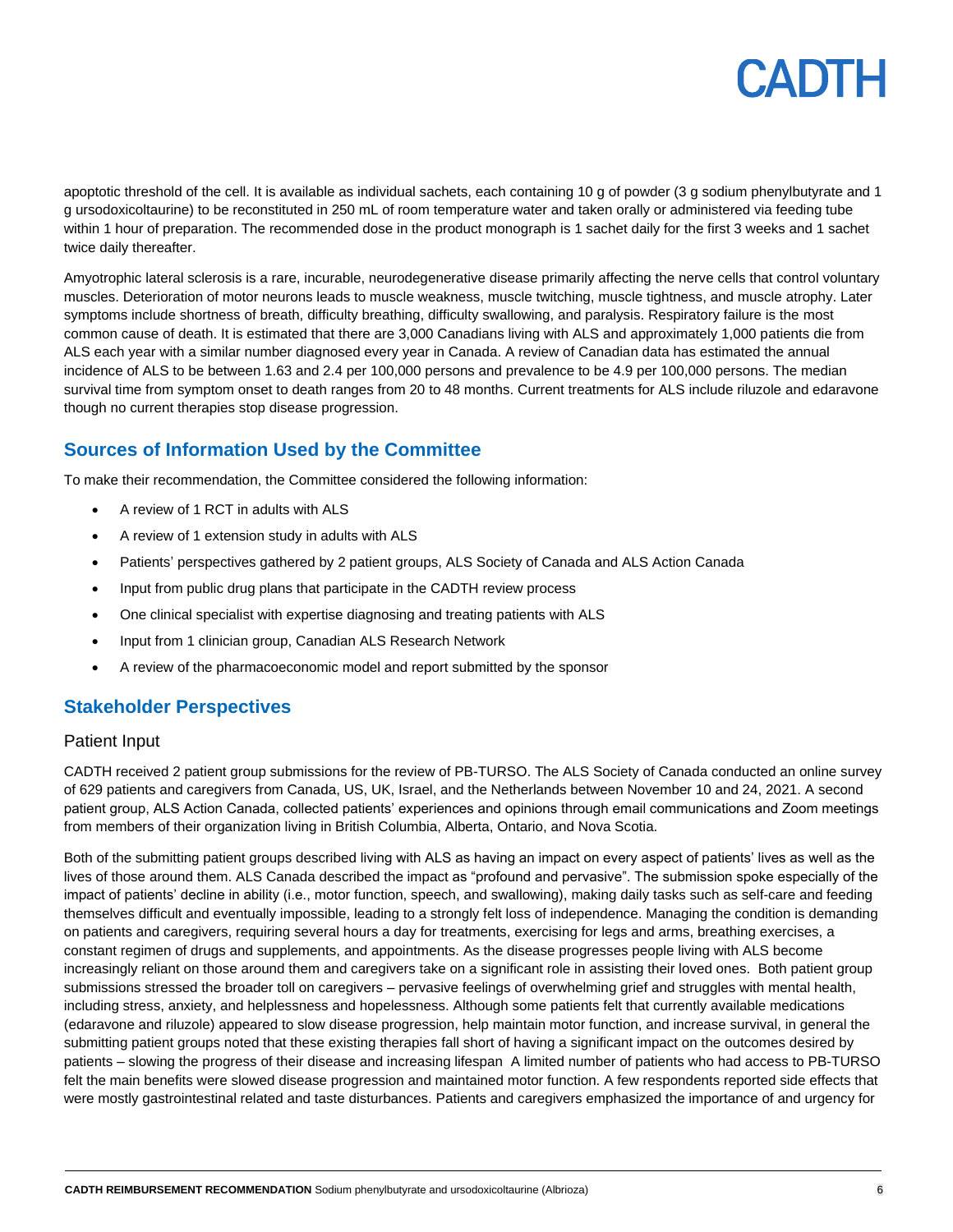apoptotic threshold of the cell. It is available as individual sachets, each containing 10 g of powder (3 g sodium phenylbutyrate and 1 g ursodoxicoltaurine) to be reconstituted in 250 mL of room temperature water and taken orally or administered via feeding tube within 1 hour of preparation. The recommended dose in the product monograph is 1 sachet daily for the first 3 weeks and 1 sachet twice daily thereafter.

Amyotrophic lateral sclerosis is a rare, incurable, neurodegenerative disease primarily affecting the nerve cells that control voluntary muscles. Deterioration of motor neurons leads to muscle weakness, muscle twitching, muscle tightness, and muscle atrophy. Later symptoms include shortness of breath, difficulty breathing, difficulty swallowing, and paralysis. Respiratory failure is the most common cause of death. It is estimated that there are 3,000 Canadians living with ALS and approximately 1,000 patients die from ALS each year with a similar number diagnosed every year in Canada. A review of Canadian data has estimated the annual incidence of ALS to be between 1.63 and 2.4 per 100,000 persons and prevalence to be 4.9 per 100,000 persons. The median survival time from symptom onset to death ranges from 20 to 48 months. Current treatments for ALS include riluzole and edaravone though no current therapies stop disease progression.

## Sources of Information Used by the Committee

To make their recommendation, the Committee considered the following information:

- A review of 1 RCT in adults with ALS
- A review of 1 extension study in adults with ALS
- Patients' perspectives gathered by 2 patient groups, ALS Society of Canada and ALS Action Canada
- Input from public drug plans that participate in the CADTH review process
- One clinical specialist with expertise diagnosing and treating patients with ALS
- Input from 1 clinician group, Canadian ALS Research Network
- A review of the pharmacoeconomic model and report submitted by the sponsor

## Stakeholder Perspectives

### Patient Input

CADTH received 2 patient group submissions for the review of PB-TURSO. The ALS Society of Canada conducted an online survey of 629 patients and caregivers from Canada, US, UK, Israel, and the Netherlands between November 10 and 24, 2021. A second patient group, ALS Action Canada, collected patients' experiences and opinions through email communications and Zoom meetings from members of their organization living in British Columbia, Alberta, Ontario, and Nova Scotia.

Both of the submitting patient groups described living with ALS as having an impact on every aspect of patients' lives as well as the lives of those around them. ALS Canada described the impact as "profound and pervasive". The submission spoke especially of the impact of patients' decline in ability (i.e., motor function, speech, and swallowing), making daily tasks such as self-care and feeding themselves difficult and eventually impossible, leading to a strongly felt loss of independence. Managing the condition is demanding on patients and caregivers, requiring several hours a day for treatments, exercising for legs and arms, breathing exercises, a constant regimen of drugs and supplements, and appointments. As the disease progresses people living with ALS become increasingly reliant on those around them and caregivers take on a significant role in assisting their loved ones. Both patient group submissions stressed the broader toll on caregivers – pervasive feelings of overwhelming grief and struggles with mental health, including stress, anxiety, and helplessness and hopelessness. Although some patients felt that currently available medications (edaravone and riluzole) appeared to slow disease progression, help maintain motor function, and increase survival, in general the submitting patient groups noted that these existing therapies fall short of having a significant impact on the outcomes desired by patients – slowing the progress of their disease and increasing lifespan A limited number of patients who had access to PB-TURSO felt the main benefits were slowed disease progression and maintained motor function. A few respondents reported side effects that were mostly gastrointestinal related and taste disturbances. Patients and caregivers emphasized the importance of and urgency for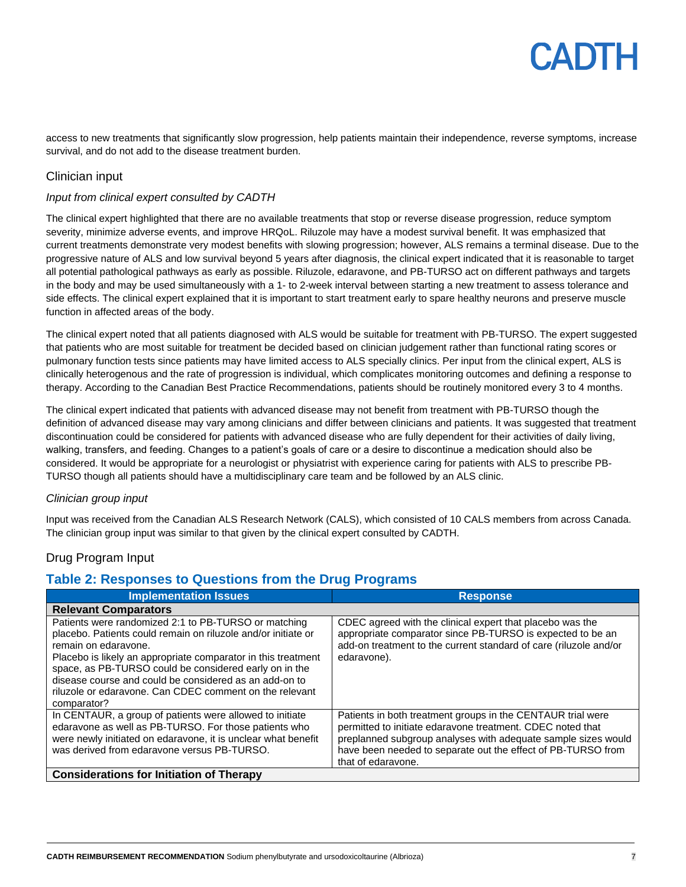access to new treatments that significantly slow progression, help patients maintain their independence, reverse symptoms, increase survival, and do not add to the disease treatment burden.

## Clinician input

### *Input from clinical expert consulted by CADTH*

The clinical expert highlighted that there are no available treatments that stop or reverse disease progression, reduce symptom severity, minimize adverse events, and improve HRQoL. Riluzole may have a modest survival benefit. It was emphasized that current treatments demonstrate very modest benefits with slowing progression; however, ALS remains a terminal disease. Due to the progressive nature of ALS and low survival beyond 5 years after diagnosis, the clinical expert indicated that it is reasonable to target all potential pathological pathways as early as possible. Riluzole, edaravone, and PB-TURSO act on different pathways and targets in the body and may be used simultaneously with a 1- to 2-week interval between starting a new treatment to assess tolerance and side effects. The clinical expert explained that it is important to start treatment early to spare healthy neurons and preserve muscle function in affected areas of the body.

The clinical expert noted that all patients diagnosed with ALS would be suitable for treatment with PB-TURSO. The expert suggested that patients who are most suitable for treatment be decided based on clinician judgement rather than functional rating scores or pulmonary function tests since patients may have limited access to ALS specially clinics. Per input from the clinical expert, ALS is clinically heterogenous and the rate of progression is individual, which complicates monitoring outcomes and defining a response to therapy. According to the Canadian Best Practice Recommendations, patients should be routinely monitored every 3 to 4 months.

The clinical expert indicated that patients with advanced disease may not benefit from treatment with PB-TURSO though the definition of advanced disease may vary among clinicians and differ between clinicians and patients. It was suggested that treatment discontinuation could be considered for patients with advanced disease who are fully dependent for their activities of daily living, walking, transfers, and feeding. Changes to a patient's goals of care or a desire to discontinue a medication should also be considered. It would be appropriate for a neurologist or physiatrist with experience caring for patients with ALS to prescribe PB-TURSO though all patients should have a multidisciplinary care team and be followed by an ALS clinic.

### *Clinician group input*

Input was received from the Canadian ALS Research Network (CALS), which consisted of 10 CALS members from across Canada. The clinician group input was similar to that given by the clinical expert consulted by CADTH.

## Drug Program Input

### Table 2: Responses to Questions from the Drug Programs

| Implementation Issues | Response |
|---|---|
| **Relevant Comparators** | |
| Patients were randomized 2:1 to PB-TURSO or matching placebo. Patients could remain on riluzole and/or initiate or remain on edaravone.<br>Placebo is likely an appropriate comparator in this treatment space, as PB-TURSO could be considered early on in the disease course and could be considered as an add-on to riluzole or edaravone. Can CDEC comment on the relevant comparator? | CDEC agreed with the clinical expert that placebo was the appropriate comparator since PB-TURSO is expected to be an add-on treatment to the current standard of care (riluzole and/or edaravone). |
| In CENTAUR, a group of patients were allowed to initiate edaravone as well as PB-TURSO. For those patients who were newly initiated on edaravone, it is unclear what benefit was derived from edaravone versus PB-TURSO. | Patients in both treatment groups in the CENTAUR trial were permitted to initiate edaravone treatment. CDEC noted that preplanned subgroup analyses with adequate sample sizes would have been needed to separate out the effect of PB-TURSO from that of edaravone. |
| **Considerations for Initiation of Therapy** | |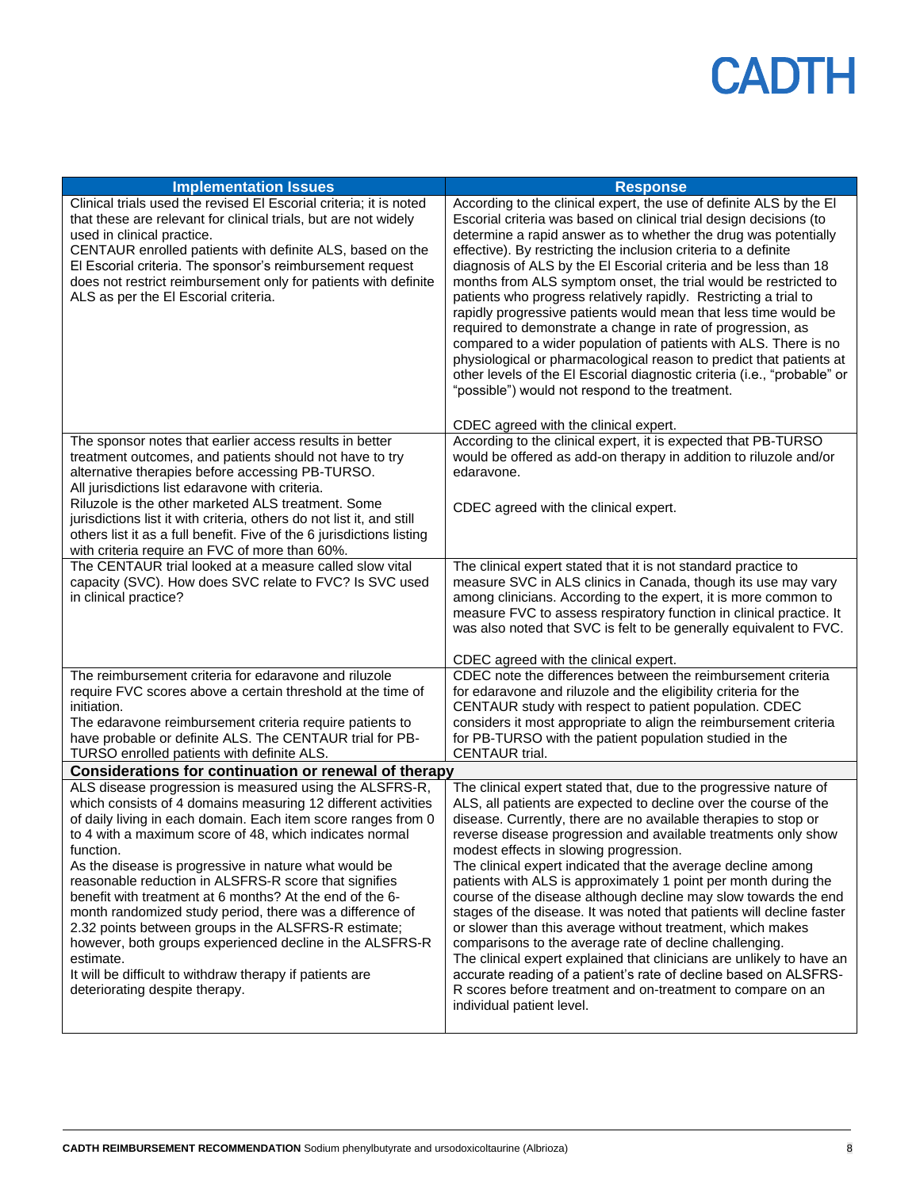| Implementation Issues | Response |
|---|---|
| Clinical trials used the revised El Escorial criteria; it is noted that these are relevant for clinical trials, but are not widely used in clinical practice.<br>CENTAUR enrolled patients with definite ALS, based on the El Escorial criteria. The sponsor's reimbursement request does not restrict reimbursement only for patients with definite ALS as per the El Escorial criteria. | According to the clinical expert, the use of definite ALS by the El Escorial criteria was based on clinical trial design decisions (to determine a rapid answer as to whether the drug was potentially effective). By restricting the inclusion criteria to a definite diagnosis of ALS by the El Escorial criteria and be less than 18 months from ALS symptom onset, the trial would be restricted to patients who progress relatively rapidly. Restricting a trial to rapidly progressive patients would mean that less time would be required to demonstrate a change in rate of progression, as compared to a wider population of patients with ALS. There is no physiological or pharmacological reason to predict that patients at other levels of the El Escorial diagnostic criteria (i.e., "probable" or "possible") would not respond to the treatment.<br><br>CDEC agreed with the clinical expert. |
| The sponsor notes that earlier access results in better treatment outcomes, and patients should not have to try alternative therapies before accessing PB-TURSO.<br>All jurisdictions list edaravone with criteria.<br>Riluzole is the other marketed ALS treatment. Some jurisdictions list it with criteria, others do not list it, and still others list it as a full benefit. Five of the 6 jurisdictions listing with criteria require an FVC of more than 60%. | According to the clinical expert, it is expected that PB-TURSO would be offered as add-on therapy in addition to riluzole and/or edaravone.<br><br>CDEC agreed with the clinical expert. |
| The CENTAUR trial looked at a measure called slow vital capacity (SVC). How does SVC relate to FVC? Is SVC used in clinical practice? | The clinical expert stated that it is not standard practice to measure SVC in ALS clinics in Canada, though its use may vary among clinicians. According to the expert, it is more common to measure FVC to assess respiratory function in clinical practice. It was also noted that SVC is felt to be generally equivalent to FVC.<br><br>CDEC agreed with the clinical expert. |
| The reimbursement criteria for edaravone and riluzole require FVC scores above a certain threshold at the time of initiation.<br>The edaravone reimbursement criteria require patients to have probable or definite ALS. The CENTAUR trial for PB-TURSO enrolled patients with definite ALS. | CDEC note the differences between the reimbursement criteria for edaravone and riluzole and the eligibility criteria for the CENTAUR study with respect to patient population. CDEC considers it most appropriate to align the reimbursement criteria for PB-TURSO with the patient population studied in the CENTAUR trial. |
| **Considerations for continuation or renewal of therapy** | |
| ALS disease progression is measured using the ALSFRS-R, which consists of 4 domains measuring 12 different activities of daily living in each domain. Each item score ranges from 0 to 4 with a maximum score of 48, which indicates normal function.<br>As the disease is progressive in nature what would be reasonable reduction in ALSFRS-R score that signifies benefit with treatment at 6 months? At the end of the 6-month randomized study period, there was a difference of 2.32 points between groups in the ALSFRS-R estimate; however, both groups experienced decline in the ALSFRS-R estimate.<br>It will be difficult to withdraw therapy if patients are deteriorating despite therapy. | The clinical expert stated that, due to the progressive nature of ALS, all patients are expected to decline over the course of the disease. Currently, there are no available therapies to stop or reverse disease progression and available treatments only show modest effects in slowing progression.<br>The clinical expert indicated that the average decline among patients with ALS is approximately 1 point per month during the course of the disease although decline may slow towards the end stages of the disease. It was noted that patients will decline faster or slower than this average without treatment, which makes comparisons to the average rate of decline challenging.<br>The clinical expert explained that clinicians are unlikely to have an accurate reading of a patient's rate of decline based on ALSFRS-R scores before treatment and on-treatment to compare on an individual patient level. |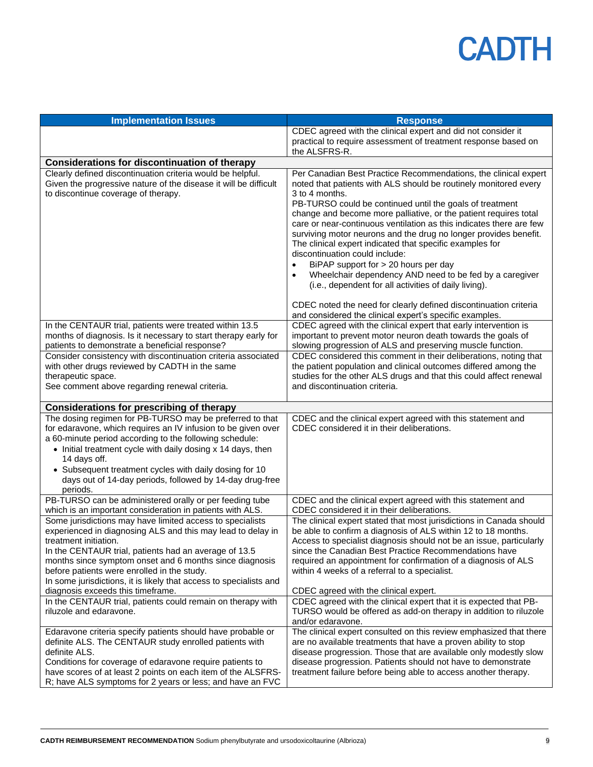| Implementation Issues | Response |
|---|---|
| | CDEC agreed with the clinical expert and did not consider it practical to require assessment of treatment response based on the ALSFRS-R. |
| **Considerations for discontinuation of therapy** | |
| Clearly defined discontinuation criteria would be helpful. Given the progressive nature of the disease it will be difficult to discontinue coverage of therapy. | Per Canadian Best Practice Recommendations, the clinical expert noted that patients with ALS should be routinely monitored every 3 to 4 months.<br>PB-TURSO could be continued until the goals of treatment change and become more palliative, or the patient requires total care or near-continuous ventilation as this indicates there are few surviving motor neurons and the drug no longer provides benefit. The clinical expert indicated that specific examples for discontinuation could include:<br>• BiPAP support for > 20 hours per day<br>• Wheelchair dependency AND need to be fed by a caregiver (i.e., dependent for all activities of daily living).<br><br>CDEC noted the need for clearly defined discontinuation criteria and considered the clinical expert's specific examples. |
| In the CENTAUR trial, patients were treated within 13.5 months of diagnosis. Is it necessary to start therapy early for patients to demonstrate a beneficial response? | CDEC agreed with the clinical expert that early intervention is important to prevent motor neuron death towards the goals of slowing progression of ALS and preserving muscle function. |
| Consider consistency with discontinuation criteria associated with other drugs reviewed by CADTH in the same therapeutic space.<br>See comment above regarding renewal criteria. | CDEC considered this comment in their deliberations, noting that the patient population and clinical outcomes differed among the studies for the other ALS drugs and that this could affect renewal and discontinuation criteria. |
| **Considerations for prescribing of therapy** | |
| The dosing regimen for PB-TURSO may be preferred to that for edaravone, which requires an IV infusion to be given over a 60-minute period according to the following schedule:<br>• Initial treatment cycle with daily dosing x 14 days, then 14 days off.<br>• Subsequent treatment cycles with daily dosing for 10 days out of 14-day periods, followed by 14-day drug-free periods. | CDEC and the clinical expert agreed with this statement and CDEC considered it in their deliberations. |
| PB-TURSO can be administered orally or per feeding tube which is an important consideration in patients with ALS. | CDEC and the clinical expert agreed with this statement and CDEC considered it in their deliberations. |
| Some jurisdictions may have limited access to specialists experienced in diagnosing ALS and this may lead to delay in treatment initiation.<br>In the CENTAUR trial, patients had an average of 13.5 months since symptom onset and 6 months since diagnosis before patients were enrolled in the study.<br>In some jurisdictions, it is likely that access to specialists and diagnosis exceeds this timeframe. | The clinical expert stated that most jurisdictions in Canada should be able to confirm a diagnosis of ALS within 12 to 18 months. Access to specialist diagnosis should not be an issue, particularly since the Canadian Best Practice Recommendations have required an appointment for confirmation of a diagnosis of ALS within 4 weeks of a referral to a specialist.<br><br>CDEC agreed with the clinical expert. |
| In the CENTAUR trial, patients could remain on therapy with riluzole and edaravone. | CDEC agreed with the clinical expert that it is expected that PB-TURSO would be offered as add-on therapy in addition to riluzole and/or edaravone. |
| Edaravone criteria specify patients should have probable or definite ALS. The CENTAUR study enrolled patients with definite ALS.<br>Conditions for coverage of edaravone require patients to have scores of at least 2 points on each item of the ALSFRS-R; have ALS symptoms for 2 years or less; and have an FVC | The clinical expert consulted on this review emphasized that there are no available treatments that have a proven ability to stop disease progression. Those that are available only modestly slow disease progression. Patients should not have to demonstrate treatment failure before being able to access another therapy. |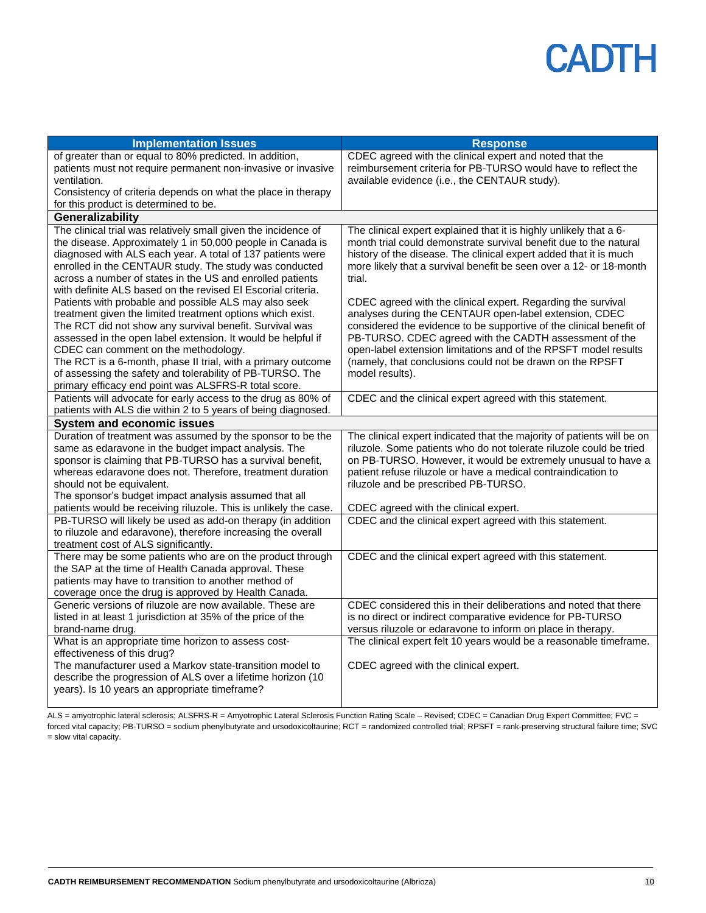| Implementation Issues | Response |
|---|---|
| of greater than or equal to 80% predicted. In addition, patients must not require permanent non-invasive or invasive ventilation.<br>Consistency of criteria depends on what the place in therapy for this product is determined to be. | CDEC agreed with the clinical expert and noted that the reimbursement criteria for PB-TURSO would have to reflect the available evidence (i.e., the CENTAUR study). |
| **Generalizability** | |
| The clinical trial was relatively small given the incidence of the disease. Approximately 1 in 50,000 people in Canada is diagnosed with ALS each year. A total of 137 patients were enrolled in the CENTAUR study. The study was conducted across a number of states in the US and enrolled patients with definite ALS based on the revised El Escorial criteria. Patients with probable and possible ALS may also seek treatment given the limited treatment options which exist.<br>The RCT did not show any survival benefit. Survival was assessed in the open label extension. It would be helpful if CDEC can comment on the methodology.<br>The RCT is a 6-month, phase II trial, with a primary outcome of assessing the safety and tolerability of PB-TURSO. The primary efficacy end point was ALSFRS-R total score. | The clinical expert explained that it is highly unlikely that a 6-month trial could demonstrate survival benefit due to the natural history of the disease. The clinical expert added that it is much more likely that a survival benefit be seen over a 12- or 18-month trial.<br><br>CDEC agreed with the clinical expert. Regarding the survival analyses during the CENTAUR open-label extension, CDEC considered the evidence to be supportive of the clinical benefit of PB-TURSO. CDEC agreed with the CADTH assessment of the open-label extension limitations and of the RPSFT model results (namely, that conclusions could not be drawn on the RPSFT model results). |
| Patients will advocate for early access to the drug as 80% of patients with ALS die within 2 to 5 years of being diagnosed. | CDEC and the clinical expert agreed with this statement. |
| **System and economic issues** | |
| Duration of treatment was assumed by the sponsor to be the same as edaravone in the budget impact analysis. The sponsor is claiming that PB-TURSO has a survival benefit, whereas edaravone does not. Therefore, treatment duration should not be equivalent.<br>The sponsor's budget impact analysis assumed that all patients would be receiving riluzole. This is unlikely the case. | The clinical expert indicated that the majority of patients will be on riluzole. Some patients who do not tolerate riluzole could be tried on PB-TURSO. However, it would be extremely unusual to have a patient refuse riluzole or have a medical contraindication to riluzole and be prescribed PB-TURSO.<br><br>CDEC agreed with the clinical expert. |
| PB-TURSO will likely be used as add-on therapy (in addition to riluzole and edaravone), therefore increasing the overall treatment cost of ALS significantly. | CDEC and the clinical expert agreed with this statement. |
| There may be some patients who are on the product through the SAP at the time of Health Canada approval. These patients may have to transition to another method of coverage once the drug is approved by Health Canada. | CDEC and the clinical expert agreed with this statement. |
| Generic versions of riluzole are now available. These are listed in at least 1 jurisdiction at 35% of the price of the brand-name drug. | CDEC considered this in their deliberations and noted that there is no direct or indirect comparative evidence for PB-TURSO versus riluzole or edaravone to inform on place in therapy. |
| What is an appropriate time horizon to assess cost-effectiveness of this drug?<br>The manufacturer used a Markov state-transition model to describe the progression of ALS over a lifetime horizon (10 years). Is 10 years an appropriate timeframe? | The clinical expert felt 10 years would be a reasonable timeframe.<br><br>CDEC agreed with the clinical expert. |

ALS = amyotrophic lateral sclerosis; ALSFRS-R = Amyotrophic Lateral Sclerosis Function Rating Scale – Revised; CDEC = Canadian Drug Expert Committee; FVC = forced vital capacity; PB-TURSO = sodium phenylbutyrate and ursodoxicoltaurine; RCT = randomized controlled trial; RPSFT = rank-preserving structural failure time; SVC = slow vital capacity.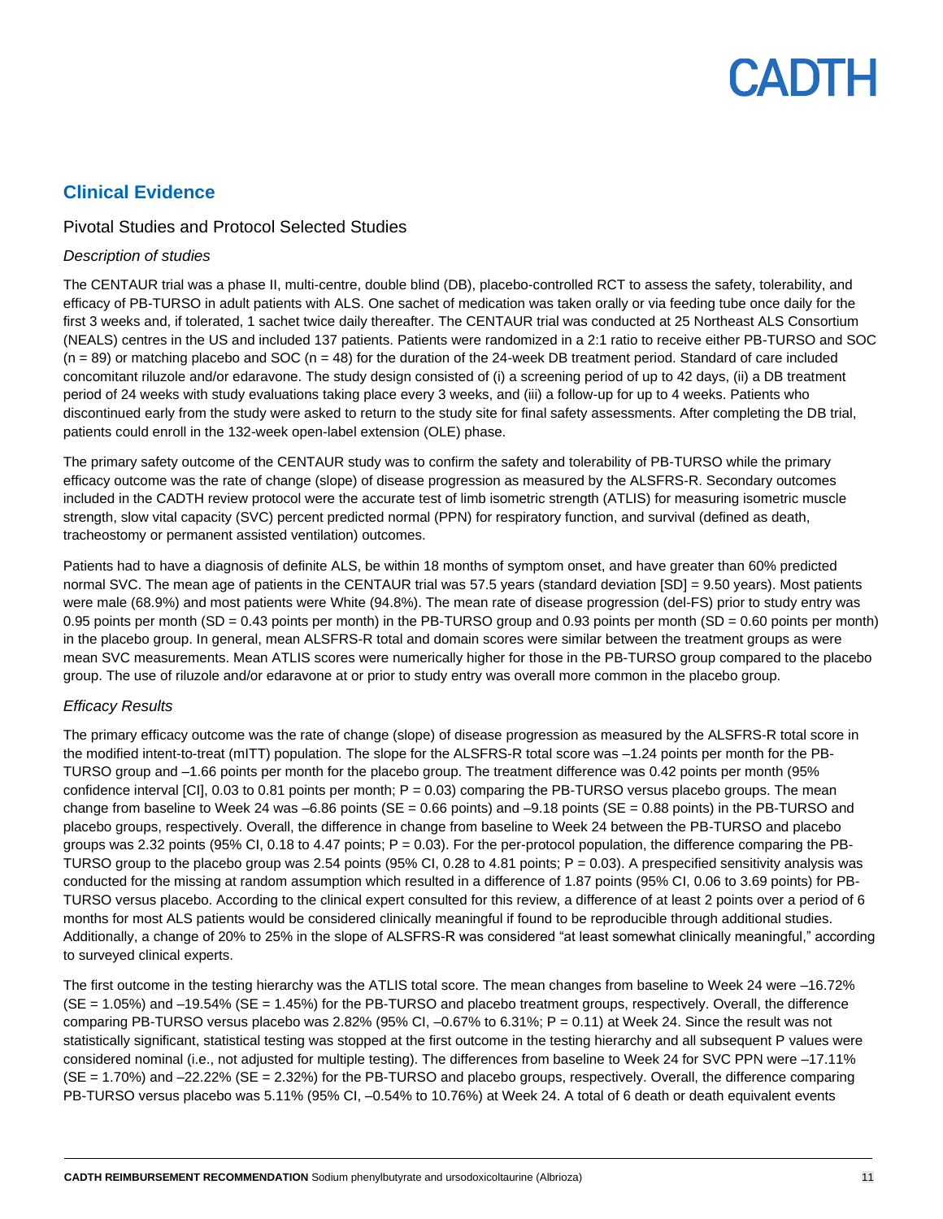## Clinical Evidence

### Pivotal Studies and Protocol Selected Studies

#### *Description of studies*

The CENTAUR trial was a phase II, multi-centre, double blind (DB), placebo-controlled RCT to assess the safety, tolerability, and efficacy of PB-TURSO in adult patients with ALS. One sachet of medication was taken orally or via feeding tube once daily for the first 3 weeks and, if tolerated, 1 sachet twice daily thereafter. The CENTAUR trial was conducted at 25 Northeast ALS Consortium (NEALS) centres in the US and included 137 patients. Patients were randomized in a 2:1 ratio to receive either PB-TURSO and SOC (n = 89) or matching placebo and SOC (n = 48) for the duration of the 24-week DB treatment period. Standard of care included concomitant riluzole and/or edaravone. The study design consisted of (i) a screening period of up to 42 days, (ii) a DB treatment period of 24 weeks with study evaluations taking place every 3 weeks, and (iii) a follow-up for up to 4 weeks. Patients who discontinued early from the study were asked to return to the study site for final safety assessments. After completing the DB trial, patients could enroll in the 132-week open-label extension (OLE) phase.

The primary safety outcome of the CENTAUR study was to confirm the safety and tolerability of PB-TURSO while the primary efficacy outcome was the rate of change (slope) of disease progression as measured by the ALSFRS-R. Secondary outcomes included in the CADTH review protocol were the accurate test of limb isometric strength (ATLIS) for measuring isometric muscle strength, slow vital capacity (SVC) percent predicted normal (PPN) for respiratory function, and survival (defined as death, tracheostomy or permanent assisted ventilation) outcomes.

Patients had to have a diagnosis of definite ALS, be within 18 months of symptom onset, and have greater than 60% predicted normal SVC. The mean age of patients in the CENTAUR trial was 57.5 years (standard deviation [SD] = 9.50 years). Most patients were male (68.9%) and most patients were White (94.8%). The mean rate of disease progression (del-FS) prior to study entry was 0.95 points per month (SD = 0.43 points per month) in the PB-TURSO group and 0.93 points per month (SD = 0.60 points per month) in the placebo group. In general, mean ALSFRS-R total and domain scores were similar between the treatment groups as were mean SVC measurements. Mean ATLIS scores were numerically higher for those in the PB-TURSO group compared to the placebo group. The use of riluzole and/or edaravone at or prior to study entry was overall more common in the placebo group.

#### *Efficacy Results*

The primary efficacy outcome was the rate of change (slope) of disease progression as measured by the ALSFRS-R total score in the modified intent-to-treat (mITT) population. The slope for the ALSFRS-R total score was –1.24 points per month for the PB-TURSO group and –1.66 points per month for the placebo group. The treatment difference was 0.42 points per month (95% confidence interval [CI], 0.03 to 0.81 points per month; P = 0.03) comparing the PB-TURSO versus placebo groups. The mean change from baseline to Week 24 was –6.86 points (SE = 0.66 points) and –9.18 points (SE = 0.88 points) in the PB-TURSO and placebo groups, respectively. Overall, the difference in change from baseline to Week 24 between the PB-TURSO and placebo groups was 2.32 points (95% CI, 0.18 to 4.47 points; P = 0.03). For the per-protocol population, the difference comparing the PB-TURSO group to the placebo group was 2.54 points (95% CI, 0.28 to 4.81 points; P = 0.03). A prespecified sensitivity analysis was conducted for the missing at random assumption which resulted in a difference of 1.87 points (95% CI, 0.06 to 3.69 points) for PB-TURSO versus placebo. According to the clinical expert consulted for this review, a difference of at least 2 points over a period of 6 months for most ALS patients would be considered clinically meaningful if found to be reproducible through additional studies. Additionally, a change of 20% to 25% in the slope of ALSFRS-R was considered "at least somewhat clinically meaningful," according to surveyed clinical experts.

The first outcome in the testing hierarchy was the ATLIS total score. The mean changes from baseline to Week 24 were –16.72% (SE = 1.05%) and –19.54% (SE = 1.45%) for the PB-TURSO and placebo treatment groups, respectively. Overall, the difference comparing PB-TURSO versus placebo was 2.82% (95% CI, –0.67% to 6.31%; P = 0.11) at Week 24. Since the result was not statistically significant, statistical testing was stopped at the first outcome in the testing hierarchy and all subsequent P values were considered nominal (i.e., not adjusted for multiple testing). The differences from baseline to Week 24 for SVC PPN were –17.11% (SE = 1.70%) and –22.22% (SE = 2.32%) for the PB-TURSO and placebo groups, respectively. Overall, the difference comparing PB-TURSO versus placebo was 5.11% (95% CI, –0.54% to 10.76%) at Week 24. A total of 6 death or death equivalent events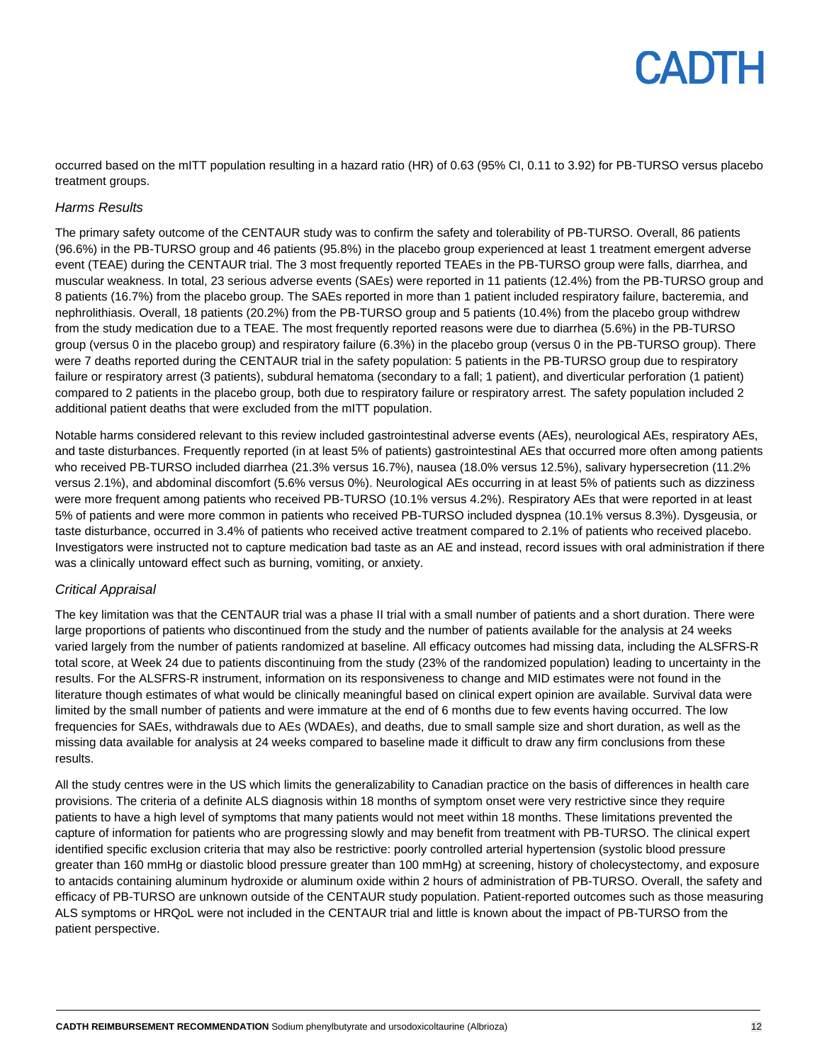occurred based on the mITT population resulting in a hazard ratio (HR) of 0.63 (95% CI, 0.11 to 3.92) for PB-TURSO versus placebo treatment groups.

### *Harms Results*

The primary safety outcome of the CENTAUR study was to confirm the safety and tolerability of PB-TURSO. Overall, 86 patients (96.6%) in the PB-TURSO group and 46 patients (95.8%) in the placebo group experienced at least 1 treatment emergent adverse event (TEAE) during the CENTAUR trial. The 3 most frequently reported TEAEs in the PB-TURSO group were falls, diarrhea, and muscular weakness. In total, 23 serious adverse events (SAEs) were reported in 11 patients (12.4%) from the PB-TURSO group and 8 patients (16.7%) from the placebo group. The SAEs reported in more than 1 patient included respiratory failure, bacteremia, and nephrolithiasis. Overall, 18 patients (20.2%) from the PB-TURSO group and 5 patients (10.4%) from the placebo group withdrew from the study medication due to a TEAE. The most frequently reported reasons were due to diarrhea (5.6%) in the PB-TURSO group (versus 0 in the placebo group) and respiratory failure (6.3%) in the placebo group (versus 0 in the PB-TURSO group). There were 7 deaths reported during the CENTAUR trial in the safety population: 5 patients in the PB-TURSO group due to respiratory failure or respiratory arrest (3 patients), subdural hematoma (secondary to a fall; 1 patient), and diverticular perforation (1 patient) compared to 2 patients in the placebo group, both due to respiratory failure or respiratory arrest. The safety population included 2 additional patient deaths that were excluded from the mITT population.

Notable harms considered relevant to this review included gastrointestinal adverse events (AEs), neurological AEs, respiratory AEs, and taste disturbances. Frequently reported (in at least 5% of patients) gastrointestinal AEs that occurred more often among patients who received PB-TURSO included diarrhea (21.3% versus 16.7%), nausea (18.0% versus 12.5%), salivary hypersecretion (11.2% versus 2.1%), and abdominal discomfort (5.6% versus 0%). Neurological AEs occurring in at least 5% of patients such as dizziness were more frequent among patients who received PB-TURSO (10.1% versus 4.2%). Respiratory AEs that were reported in at least 5% of patients and were more common in patients who received PB-TURSO included dyspnea (10.1% versus 8.3%). Dysgeusia, or taste disturbance, occurred in 3.4% of patients who received active treatment compared to 2.1% of patients who received placebo. Investigators were instructed not to capture medication bad taste as an AE and instead, record issues with oral administration if there was a clinically untoward effect such as burning, vomiting, or anxiety.

### *Critical Appraisal*

The key limitation was that the CENTAUR trial was a phase II trial with a small number of patients and a short duration. There were large proportions of patients who discontinued from the study and the number of patients available for the analysis at 24 weeks varied largely from the number of patients randomized at baseline. All efficacy outcomes had missing data, including the ALSFRS-R total score, at Week 24 due to patients discontinuing from the study (23% of the randomized population) leading to uncertainty in the results. For the ALSFRS-R instrument, information on its responsiveness to change and MID estimates were not found in the literature though estimates of what would be clinically meaningful based on clinical expert opinion are available. Survival data were limited by the small number of patients and were immature at the end of 6 months due to few events having occurred. The low frequencies for SAEs, withdrawals due to AEs (WDAEs), and deaths, due to small sample size and short duration, as well as the missing data available for analysis at 24 weeks compared to baseline made it difficult to draw any firm conclusions from these results.

All the study centres were in the US which limits the generalizability to Canadian practice on the basis of differences in health care provisions. The criteria of a definite ALS diagnosis within 18 months of symptom onset were very restrictive since they require patients to have a high level of symptoms that many patients would not meet within 18 months. These limitations prevented the capture of information for patients who are progressing slowly and may benefit from treatment with PB-TURSO. The clinical expert identified specific exclusion criteria that may also be restrictive: poorly controlled arterial hypertension (systolic blood pressure greater than 160 mmHg or diastolic blood pressure greater than 100 mmHg) at screening, history of cholecystectomy, and exposure to antacids containing aluminum hydroxide or aluminum oxide within 2 hours of administration of PB-TURSO. Overall, the safety and efficacy of PB-TURSO are unknown outside of the CENTAUR study population. Patient-reported outcomes such as those measuring ALS symptoms or HRQoL were not included in the CENTAUR trial and little is known about the impact of PB-TURSO from the patient perspective.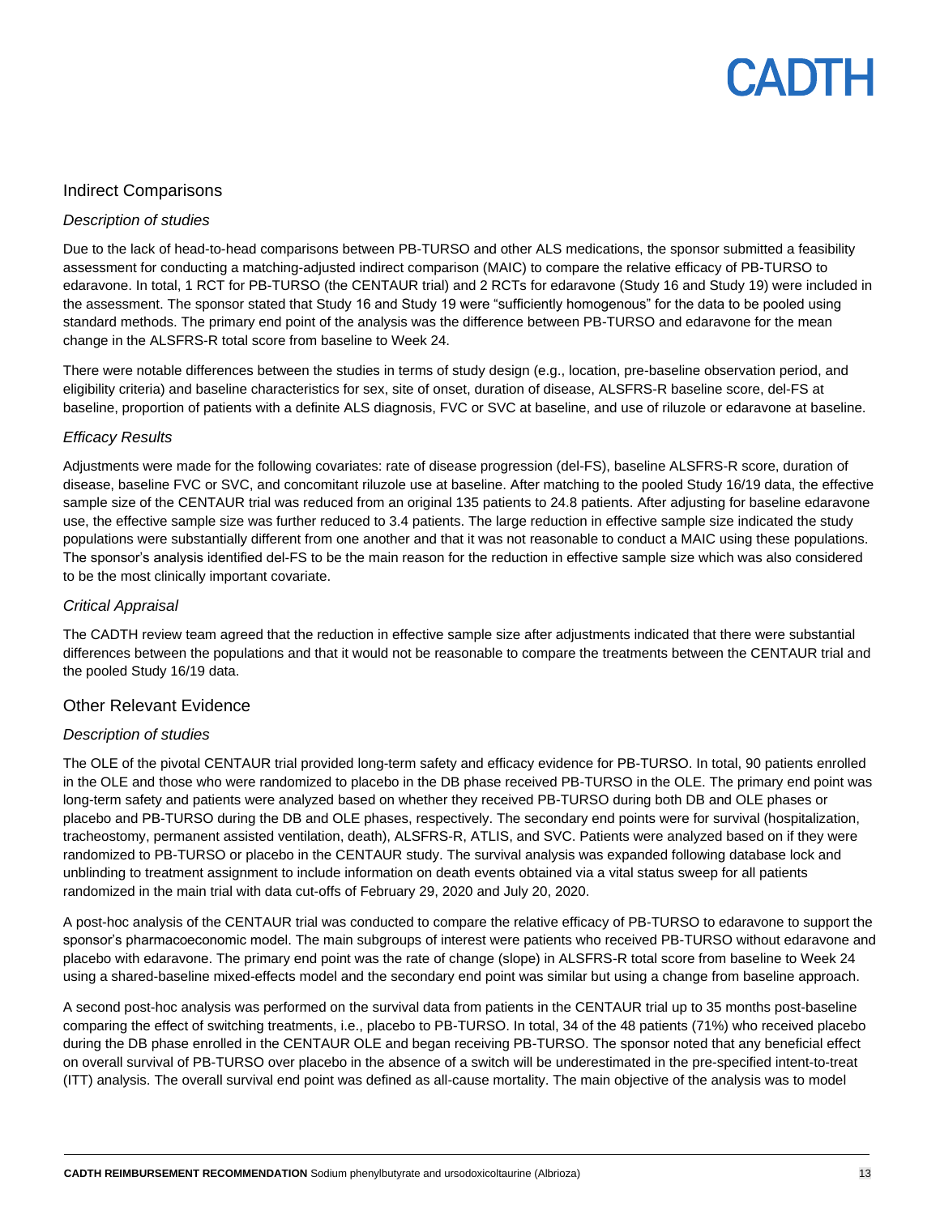## Indirect Comparisons

### *Description of studies*

Due to the lack of head-to-head comparisons between PB-TURSO and other ALS medications, the sponsor submitted a feasibility assessment for conducting a matching-adjusted indirect comparison (MAIC) to compare the relative efficacy of PB-TURSO to edaravone. In total, 1 RCT for PB-TURSO (the CENTAUR trial) and 2 RCTs for edaravone (Study 16 and Study 19) were included in the assessment. The sponsor stated that Study 16 and Study 19 were "sufficiently homogenous" for the data to be pooled using standard methods. The primary end point of the analysis was the difference between PB-TURSO and edaravone for the mean change in the ALSFRS-R total score from baseline to Week 24.

There were notable differences between the studies in terms of study design (e.g., location, pre-baseline observation period, and eligibility criteria) and baseline characteristics for sex, site of onset, duration of disease, ALSFRS-R baseline score, del-FS at baseline, proportion of patients with a definite ALS diagnosis, FVC or SVC at baseline, and use of riluzole or edaravone at baseline.

### *Efficacy Results*

Adjustments were made for the following covariates: rate of disease progression (del-FS), baseline ALSFRS-R score, duration of disease, baseline FVC or SVC, and concomitant riluzole use at baseline. After matching to the pooled Study 16/19 data, the effective sample size of the CENTAUR trial was reduced from an original 135 patients to 24.8 patients. After adjusting for baseline edaravone use, the effective sample size was further reduced to 3.4 patients. The large reduction in effective sample size indicated the study populations were substantially different from one another and that it was not reasonable to conduct a MAIC using these populations. The sponsor's analysis identified del-FS to be the main reason for the reduction in effective sample size which was also considered to be the most clinically important covariate.

### *Critical Appraisal*

The CADTH review team agreed that the reduction in effective sample size after adjustments indicated that there were substantial differences between the populations and that it would not be reasonable to compare the treatments between the CENTAUR trial and the pooled Study 16/19 data.

## Other Relevant Evidence

### *Description of studies*

The OLE of the pivotal CENTAUR trial provided long-term safety and efficacy evidence for PB-TURSO. In total, 90 patients enrolled in the OLE and those who were randomized to placebo in the DB phase received PB-TURSO in the OLE. The primary end point was long-term safety and patients were analyzed based on whether they received PB-TURSO during both DB and OLE phases or placebo and PB-TURSO during the DB and OLE phases, respectively. The secondary end points were for survival (hospitalization, tracheostomy, permanent assisted ventilation, death), ALSFRS-R, ATLIS, and SVC. Patients were analyzed based on if they were randomized to PB-TURSO or placebo in the CENTAUR study. The survival analysis was expanded following database lock and unblinding to treatment assignment to include information on death events obtained via a vital status sweep for all patients randomized in the main trial with data cut-offs of February 29, 2020 and July 20, 2020.

A post-hoc analysis of the CENTAUR trial was conducted to compare the relative efficacy of PB-TURSO to edaravone to support the sponsor's pharmacoeconomic model. The main subgroups of interest were patients who received PB-TURSO without edaravone and placebo with edaravone. The primary end point was the rate of change (slope) in ALSFRS-R total score from baseline to Week 24 using a shared-baseline mixed-effects model and the secondary end point was similar but using a change from baseline approach.

A second post-hoc analysis was performed on the survival data from patients in the CENTAUR trial up to 35 months post-baseline comparing the effect of switching treatments, i.e., placebo to PB-TURSO. In total, 34 of the 48 patients (71%) who received placebo during the DB phase enrolled in the CENTAUR OLE and began receiving PB-TURSO. The sponsor noted that any beneficial effect on overall survival of PB-TURSO over placebo in the absence of a switch will be underestimated in the pre-specified intent-to-treat (ITT) analysis. The overall survival end point was defined as all-cause mortality. The main objective of the analysis was to model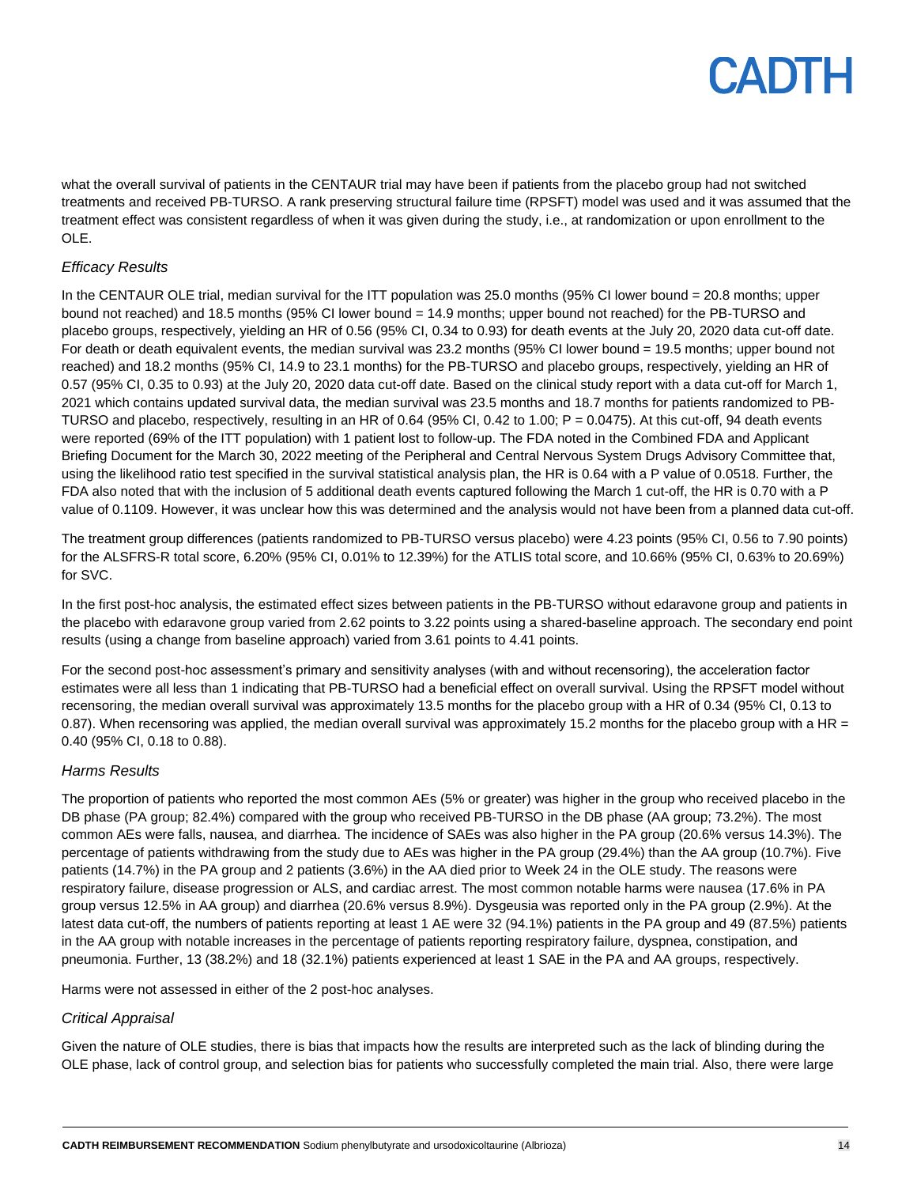what the overall survival of patients in the CENTAUR trial may have been if patients from the placebo group had not switched treatments and received PB-TURSO. A rank preserving structural failure time (RPSFT) model was used and it was assumed that the treatment effect was consistent regardless of when it was given during the study, i.e., at randomization or upon enrollment to the OLE.

### *Efficacy Results*

In the CENTAUR OLE trial, median survival for the ITT population was 25.0 months (95% CI lower bound = 20.8 months; upper bound not reached) and 18.5 months (95% CI lower bound = 14.9 months; upper bound not reached) for the PB-TURSO and placebo groups, respectively, yielding an HR of 0.56 (95% CI, 0.34 to 0.93) for death events at the July 20, 2020 data cut-off date. For death or death equivalent events, the median survival was 23.2 months (95% CI lower bound = 19.5 months; upper bound not reached) and 18.2 months (95% CI, 14.9 to 23.1 months) for the PB-TURSO and placebo groups, respectively, yielding an HR of 0.57 (95% CI, 0.35 to 0.93) at the July 20, 2020 data cut-off date. Based on the clinical study report with a data cut-off for March 1, 2021 which contains updated survival data, the median survival was 23.5 months and 18.7 months for patients randomized to PB-TURSO and placebo, respectively, resulting in an HR of 0.64 (95% CI, 0.42 to 1.00; P = 0.0475). At this cut-off, 94 death events were reported (69% of the ITT population) with 1 patient lost to follow-up. The FDA noted in the Combined FDA and Applicant Briefing Document for the March 30, 2022 meeting of the Peripheral and Central Nervous System Drugs Advisory Committee that, using the likelihood ratio test specified in the survival statistical analysis plan, the HR is 0.64 with a P value of 0.0518. Further, the FDA also noted that with the inclusion of 5 additional death events captured following the March 1 cut-off, the HR is 0.70 with a P value of 0.1109. However, it was unclear how this was determined and the analysis would not have been from a planned data cut-off.

The treatment group differences (patients randomized to PB-TURSO versus placebo) were 4.23 points (95% CI, 0.56 to 7.90 points) for the ALSFRS-R total score, 6.20% (95% CI, 0.01% to 12.39%) for the ATLIS total score, and 10.66% (95% CI, 0.63% to 20.69%) for SVC.

In the first post-hoc analysis, the estimated effect sizes between patients in the PB-TURSO without edaravone group and patients in the placebo with edaravone group varied from 2.62 points to 3.22 points using a shared-baseline approach. The secondary end point results (using a change from baseline approach) varied from 3.61 points to 4.41 points.

For the second post-hoc assessment's primary and sensitivity analyses (with and without recensoring), the acceleration factor estimates were all less than 1 indicating that PB-TURSO had a beneficial effect on overall survival. Using the RPSFT model without recensoring, the median overall survival was approximately 13.5 months for the placebo group with a HR of 0.34 (95% CI, 0.13 to 0.87). When recensoring was applied, the median overall survival was approximately 15.2 months for the placebo group with a HR = 0.40 (95% CI, 0.18 to 0.88).

### *Harms Results*

The proportion of patients who reported the most common AEs (5% or greater) was higher in the group who received placebo in the DB phase (PA group; 82.4%) compared with the group who received PB-TURSO in the DB phase (AA group; 73.2%). The most common AEs were falls, nausea, and diarrhea. The incidence of SAEs was also higher in the PA group (20.6% versus 14.3%). The percentage of patients withdrawing from the study due to AEs was higher in the PA group (29.4%) than the AA group (10.7%). Five patients (14.7%) in the PA group and 2 patients (3.6%) in the AA died prior to Week 24 in the OLE study. The reasons were respiratory failure, disease progression or ALS, and cardiac arrest. The most common notable harms were nausea (17.6% in PA group versus 12.5% in AA group) and diarrhea (20.6% versus 8.9%). Dysgeusia was reported only in the PA group (2.9%). At the latest data cut-off, the numbers of patients reporting at least 1 AE were 32 (94.1%) patients in the PA group and 49 (87.5%) patients in the AA group with notable increases in the percentage of patients reporting respiratory failure, dyspnea, constipation, and pneumonia. Further, 13 (38.2%) and 18 (32.1%) patients experienced at least 1 SAE in the PA and AA groups, respectively.

Harms were not assessed in either of the 2 post-hoc analyses.

### *Critical Appraisal*

Given the nature of OLE studies, there is bias that impacts how the results are interpreted such as the lack of blinding during the OLE phase, lack of control group, and selection bias for patients who successfully completed the main trial. Also, there were large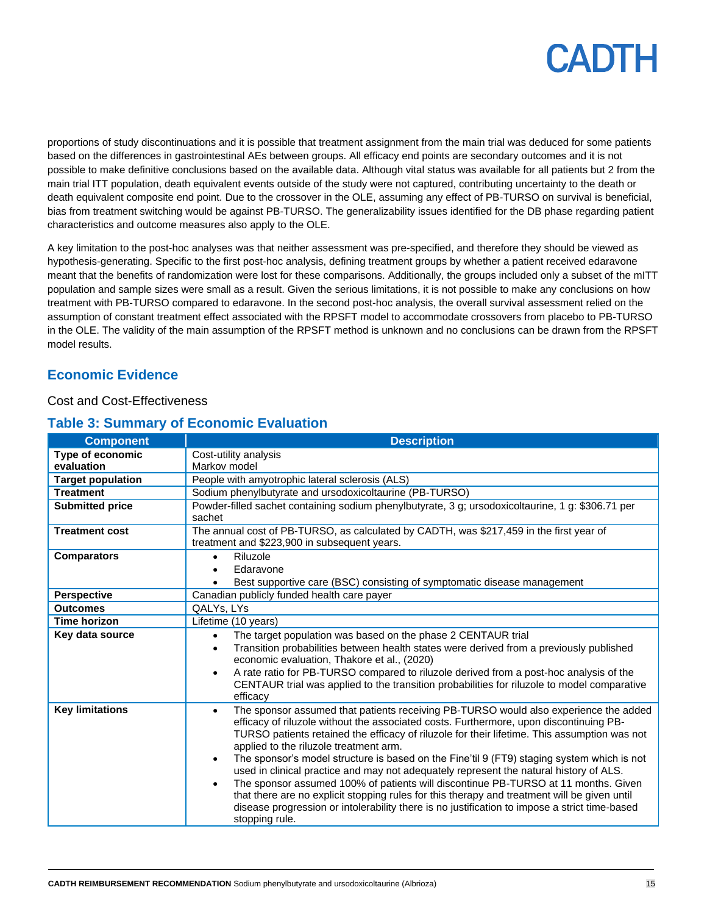proportions of study discontinuations and it is possible that treatment assignment from the main trial was deduced for some patients based on the differences in gastrointestinal AEs between groups. All efficacy end points are secondary outcomes and it is not possible to make definitive conclusions based on the available data. Although vital status was available for all patients but 2 from the main trial ITT population, death equivalent events outside of the study were not captured, contributing uncertainty to the death or death equivalent composite end point. Due to the crossover in the OLE, assuming any effect of PB-TURSO on survival is beneficial, bias from treatment switching would be against PB-TURSO. The generalizability issues identified for the DB phase regarding patient characteristics and outcome measures also apply to the OLE.

A key limitation to the post-hoc analyses was that neither assessment was pre-specified, and therefore they should be viewed as hypothesis-generating. Specific to the first post-hoc analysis, defining treatment groups by whether a patient received edaravone meant that the benefits of randomization were lost for these comparisons. Additionally, the groups included only a subset of the mITT population and sample sizes were small as a result. Given the serious limitations, it is not possible to make any conclusions on how treatment with PB-TURSO compared to edaravone. In the second post-hoc analysis, the overall survival assessment relied on the assumption of constant treatment effect associated with the RPSFT model to accommodate crossovers from placebo to PB-TURSO in the OLE. The validity of the main assumption of the RPSFT method is unknown and no conclusions can be drawn from the RPSFT model results.

## Economic Evidence

Cost and Cost-Effectiveness

### Table 3: Summary of Economic Evaluation

| Component | Description |
|---|---|
| **Type of economic evaluation** | Cost-utility analysis<br>Markov model |
| **Target population** | People with amyotrophic lateral sclerosis (ALS) |
| **Treatment** | Sodium phenylbutyrate and ursodoxicoltaurine (PB-TURSO) |
| **Submitted price** | Powder-filled sachet containing sodium phenylbutyrate, 3 g; ursodoxicoltaurine, 1 g: $306.71 per sachet |
| **Treatment cost** | The annual cost of PB-TURSO, as calculated by CADTH, was $217,459 in the first year of treatment and $223,900 in subsequent years. |
| **Comparators** | • Riluzole<br>• Edaravone<br>• Best supportive care (BSC) consisting of symptomatic disease management |
| **Perspective** | Canadian publicly funded health care payer |
| **Outcomes** | QALYs, LYs |
| **Time horizon** | Lifetime (10 years) |
| **Key data source** | • The target population was based on the phase 2 CENTAUR trial<br>• Transition probabilities between health states were derived from a previously published economic evaluation, Thakore et al., (2020)<br>• A rate ratio for PB-TURSO compared to riluzole derived from a post-hoc analysis of the CENTAUR trial was applied to the transition probabilities for riluzole to model comparative efficacy |
| **Key limitations** | • The sponsor assumed that patients receiving PB-TURSO would also experience the added efficacy of riluzole without the associated costs. Furthermore, upon discontinuing PB-TURSO patients retained the efficacy of riluzole for their lifetime. This assumption was not applied to the riluzole treatment arm.<br>• The sponsor's model structure is based on the Fine'til 9 (FT9) staging system which is not used in clinical practice and may not adequately represent the natural history of ALS.<br>• The sponsor assumed 100% of patients will discontinue PB-TURSO at 11 months. Given that there are no explicit stopping rules for this therapy and treatment will be given until disease progression or intolerability there is no justification to impose a strict time-based stopping rule. |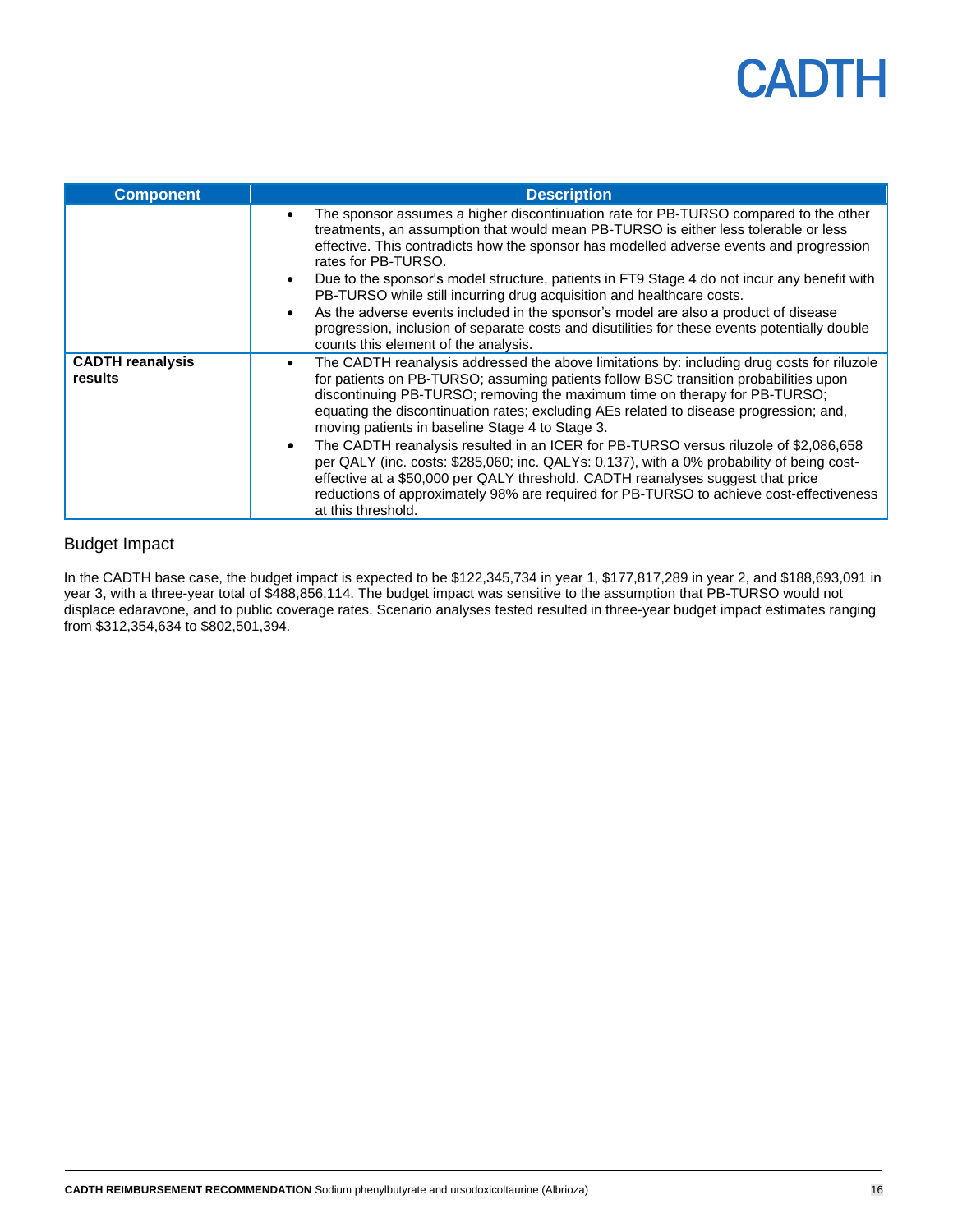| Component | Description |
| --- | --- |
| | • The sponsor assumes a higher discontinuation rate for PB-TURSO compared to the other treatments, an assumption that would mean PB-TURSO is either less tolerable or less effective. This contradicts how the sponsor has modelled adverse events and progression rates for PB-TURSO.<br>• Due to the sponsor's model structure, patients in FT9 Stage 4 do not incur any benefit with PB-TURSO while still incurring drug acquisition and healthcare costs.<br>• As the adverse events included in the sponsor's model are also a product of disease progression, inclusion of separate costs and disutilities for these events potentially double counts this element of the analysis. |
| **CADTH reanalysis results** | • The CADTH reanalysis addressed the above limitations by: including drug costs for riluzole for patients on PB-TURSO; assuming patients follow BSC transition probabilities upon discontinuing PB-TURSO; removing the maximum time on therapy for PB-TURSO; equating the discontinuation rates; excluding AEs related to disease progression; and, moving patients in baseline Stage 4 to Stage 3.<br>• The CADTH reanalysis resulted in an ICER for PB-TURSO versus riluzole of $2,086,658 per QALY (inc. costs: $285,060; inc. QALYs: 0.137), with a 0% probability of being cost-effective at a $50,000 per QALY threshold. CADTH reanalyses suggest that price reductions of approximately 98% are required for PB-TURSO to achieve cost-effectiveness at this threshold. |

## Budget Impact

In the CADTH base case, the budget impact is expected to be $122,345,734 in year 1, $177,817,289 in year 2, and $188,693,091 in year 3, with a three-year total of $488,856,114. The budget impact was sensitive to the assumption that PB-TURSO would not displace edaravone, and to public coverage rates. Scenario analyses tested resulted in three-year budget impact estimates ranging from $312,354,634 to $802,501,394.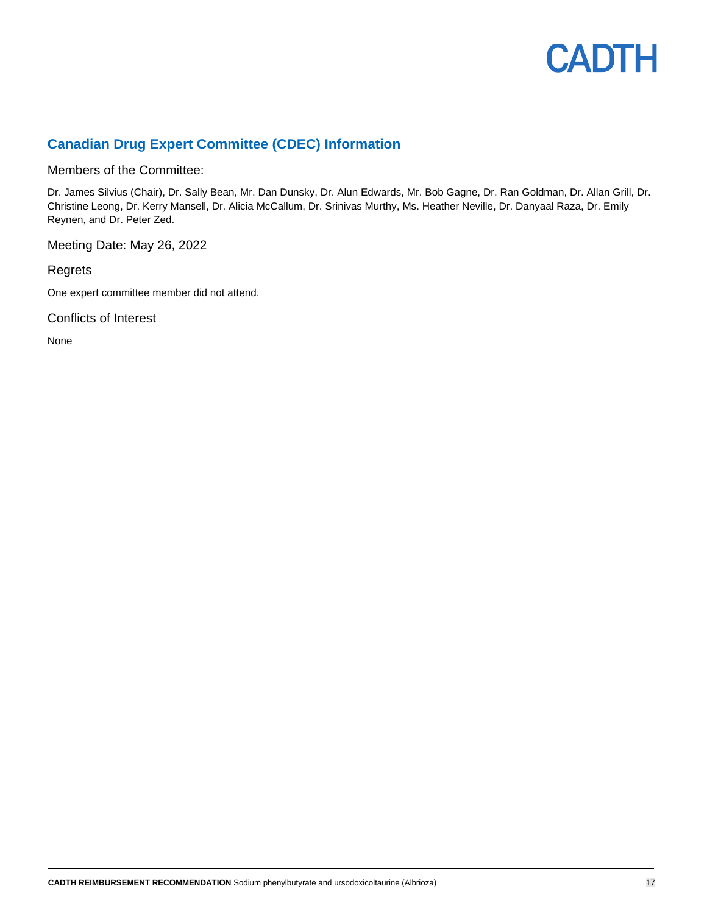## Canadian Drug Expert Committee (CDEC) Information

### Members of the Committee:

Dr. James Silvius (Chair), Dr. Sally Bean, Mr. Dan Dunsky, Dr. Alun Edwards, Mr. Bob Gagne, Dr. Ran Goldman, Dr. Allan Grill, Dr. Christine Leong, Dr. Kerry Mansell, Dr. Alicia McCallum, Dr. Srinivas Murthy, Ms. Heather Neville, Dr. Danyaal Raza, Dr. Emily Reynen, and Dr. Peter Zed.

### Meeting Date: May 26, 2022

### Regrets

One expert committee member did not attend.

### Conflicts of Interest

None